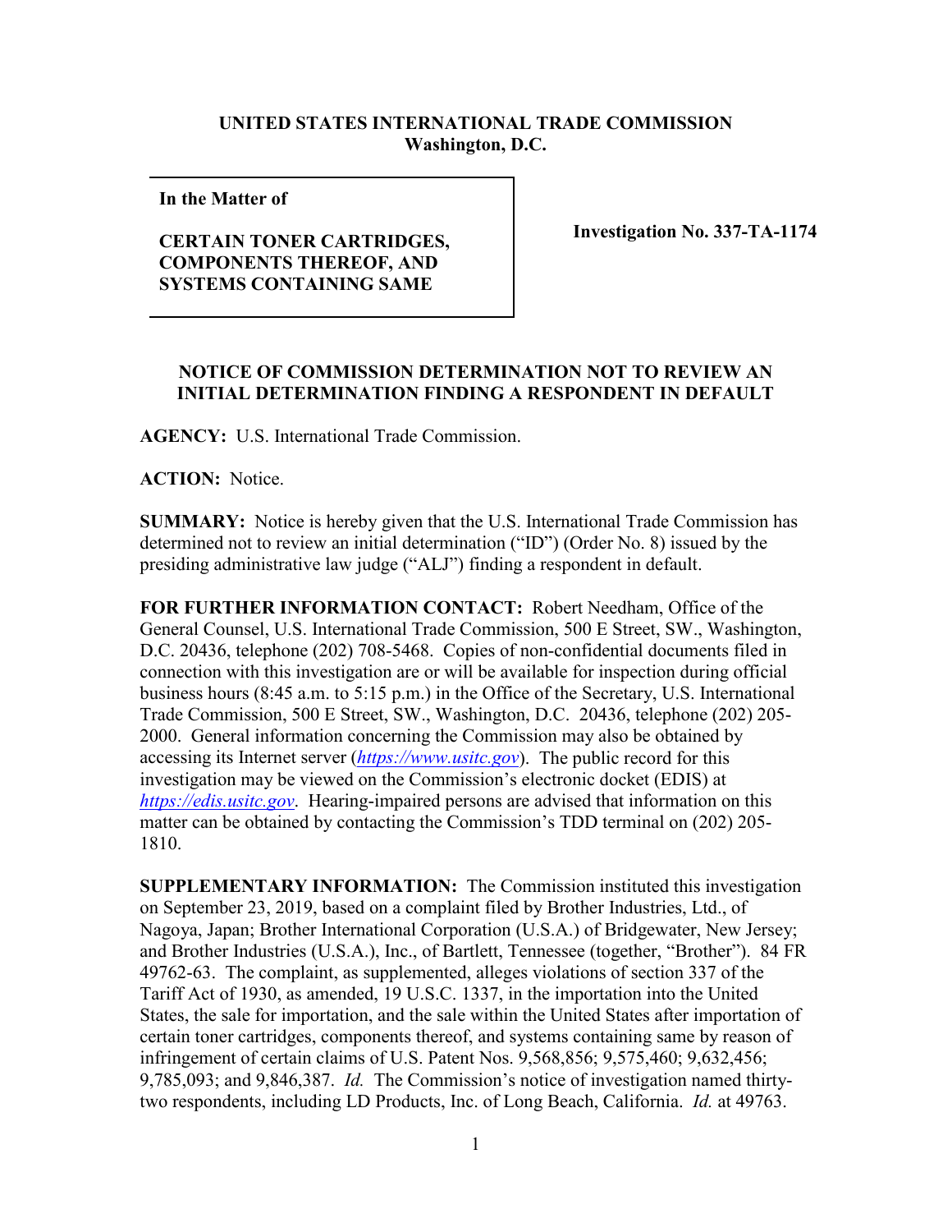**UNITED STATES INTERNATIONAL TRADE COMMISSION**
**Washington, D.C.**

| **In the Matter of**<br><br>**CERTAIN TONER CARTRIDGES, COMPONENTS THEREOF, AND SYSTEMS CONTAINING SAME** | **Investigation No. 337-TA-1174** |
|---|---|

**NOTICE OF COMMISSION DETERMINATION NOT TO REVIEW AN INITIAL DETERMINATION FINDING A RESPONDENT IN DEFAULT**

**AGENCY:** U.S. International Trade Commission.

**ACTION:** Notice.

**SUMMARY:** Notice is hereby given that the U.S. International Trade Commission has determined not to review an initial determination ("ID") (Order No. 8) issued by the presiding administrative law judge ("ALJ") finding a respondent in default.

**FOR FURTHER INFORMATION CONTACT:** Robert Needham, Office of the General Counsel, U.S. International Trade Commission, 500 E Street, SW., Washington, D.C. 20436, telephone (202) 708-5468. Copies of non-confidential documents filed in connection with this investigation are or will be available for inspection during official business hours (8:45 a.m. to 5:15 p.m.) in the Office of the Secretary, U.S. International Trade Commission, 500 E Street, SW., Washington, D.C. 20436, telephone (202) 205-2000. General information concerning the Commission may also be obtained by accessing its Internet server (*https://www.usitc.gov*). The public record for this investigation may be viewed on the Commission's electronic docket (EDIS) at *https://edis.usitc.gov*. Hearing-impaired persons are advised that information on this matter can be obtained by contacting the Commission's TDD terminal on (202) 205-1810.

**SUPPLEMENTARY INFORMATION:** The Commission instituted this investigation on September 23, 2019, based on a complaint filed by Brother Industries, Ltd., of Nagoya, Japan; Brother International Corporation (U.S.A.) of Bridgewater, New Jersey; and Brother Industries (U.S.A.), Inc., of Bartlett, Tennessee (together, "Brother"). 84 FR 49762-63. The complaint, as supplemented, alleges violations of section 337 of the Tariff Act of 1930, as amended, 19 U.S.C. 1337, in the importation into the United States, the sale for importation, and the sale within the United States after importation of certain toner cartridges, components thereof, and systems containing same by reason of infringement of certain claims of U.S. Patent Nos. 9,568,856; 9,575,460; 9,632,456; 9,785,093; and 9,846,387. *Id.* The Commission's notice of investigation named thirty-two respondents, including LD Products, Inc. of Long Beach, California. *Id.* at 49763.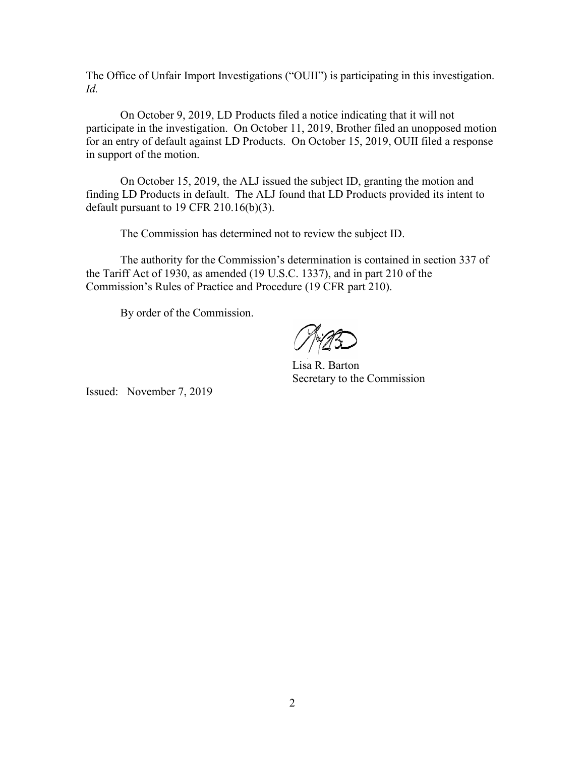The Office of Unfair Import Investigations ("OUII") is participating in this investigation. *Id.*

On October 9, 2019, LD Products filed a notice indicating that it will not participate in the investigation. On October 11, 2019, Brother filed an unopposed motion for an entry of default against LD Products. On October 15, 2019, OUII filed a response in support of the motion.

On October 15, 2019, the ALJ issued the subject ID, granting the motion and finding LD Products in default. The ALJ found that LD Products provided its intent to default pursuant to 19 CFR 210.16(b)(3).

The Commission has determined not to review the subject ID.

The authority for the Commission's determination is contained in section 337 of the Tariff Act of 1930, as amended (19 U.S.C. 1337), and in part 210 of the Commission's Rules of Practice and Procedure (19 CFR part 210).

By order of the Commission.

Lisa R. Barton
Secretary to the Commission

Issued: November 7, 2019